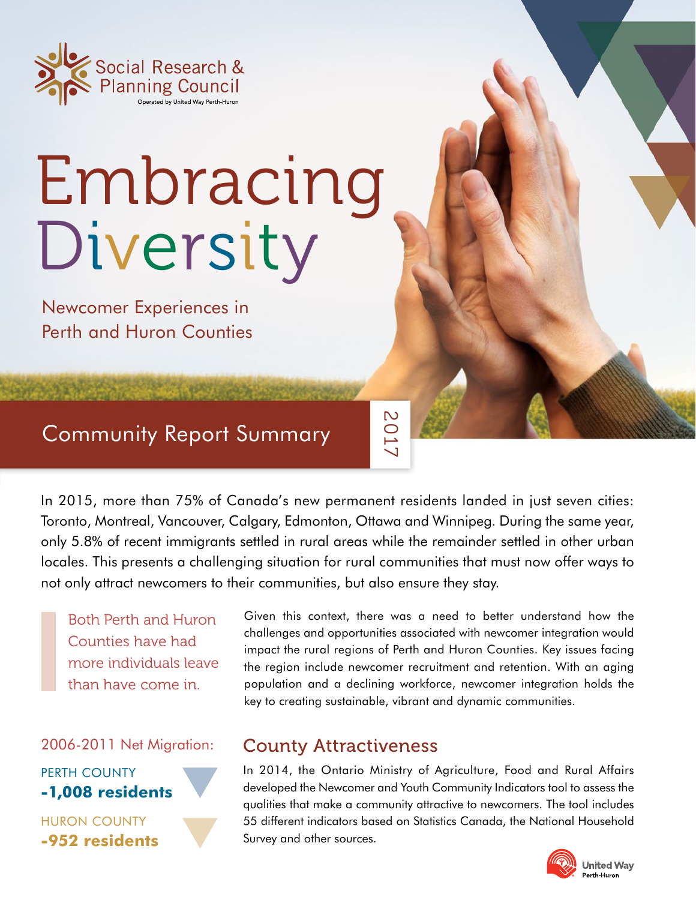Social Research & Planning Council
Operated by United Way Perth-Huron

# Embracing Diversity

## Newcomer Experiences in Perth and Huron Counties

## Community Report Summary

2017

In 2015, more than 75% of Canada's new permanent residents landed in just seven cities: Toronto, Montreal, Vancouver, Calgary, Edmonton, Ottawa and Winnipeg. During the same year, only 5.8% of recent immigrants settled in rural areas while the remainder settled in other urban locales. This presents a challenging situation for rural communities that must now offer ways to not only attract newcomers to their communities, but also ensure they stay.

> Both Perth and Huron Counties have had more individuals leave than have come in.

Given this context, there was a need to better understand how the challenges and opportunities associated with newcomer integration would impact the rural regions of Perth and Huron Counties. Key issues facing the region include newcomer recruitment and retention. With an aging population and a declining workforce, newcomer integration holds the key to creating sustainable, vibrant and dynamic communities.

2006-2011 Net Migration:

PERTH COUNTY
**-1,008 residents**

HURON COUNTY
**-952 residents**

## County Attractiveness

In 2014, the Ontario Ministry of Agriculture, Food and Rural Affairs developed the Newcomer and Youth Community Indicators tool to assess the qualities that make a community attractive to newcomers. The tool includes 55 different indicators based on Statistics Canada, the National Household Survey and other sources.

United Way Perth-Huron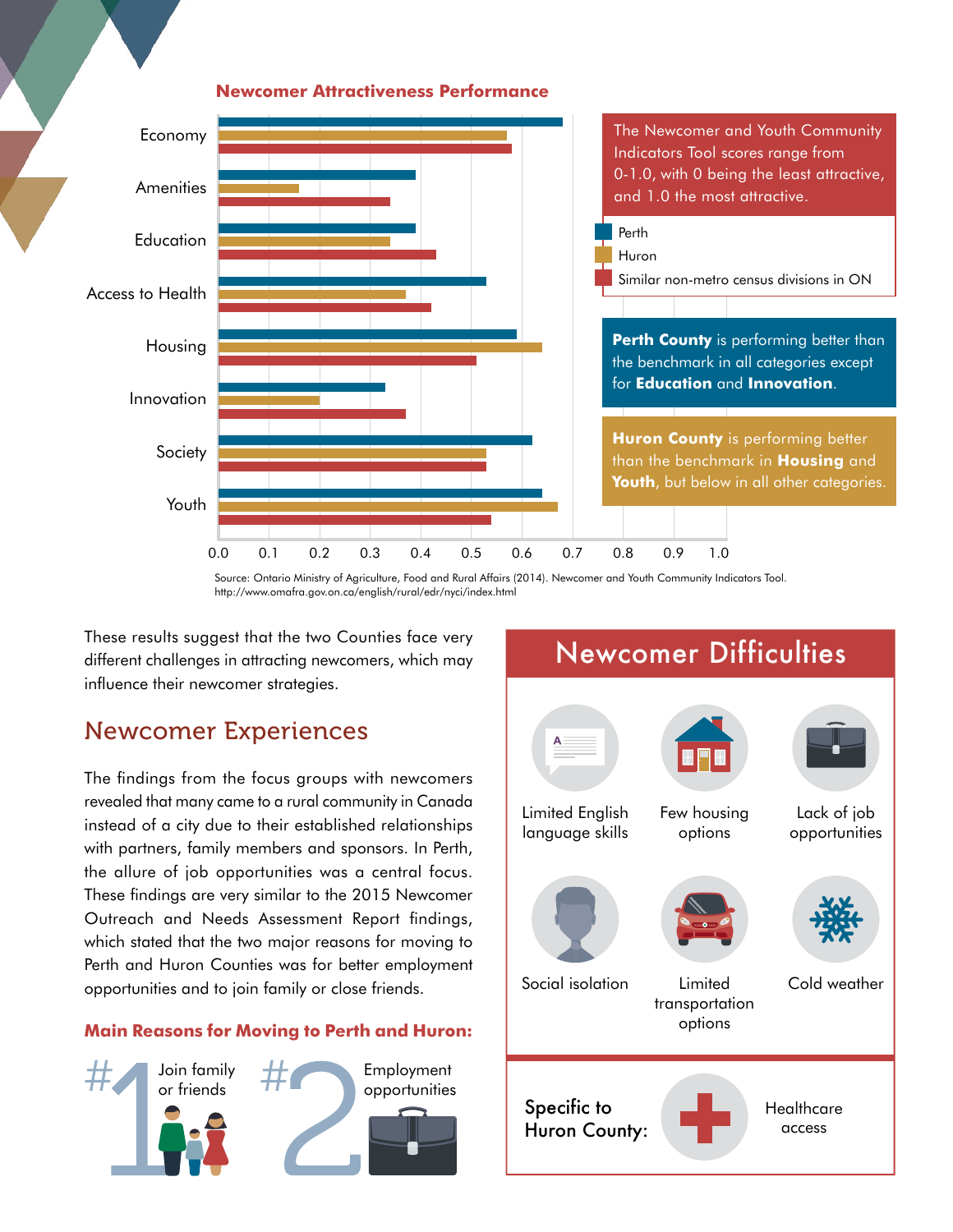## Newcomer Attractiveness Performance

| Category | Perth | Huron | Similar non-metro census divisions in ON |
|---|---|---|---|
| Economy | 0.68 | 0.57 | 0.58 |
| Amenities | 0.39 | 0.16 | 0.34 |
| Education | 0.39 | 0.34 | 0.43 |
| Access to Health | 0.53 | 0.37 | 0.42 |
| Housing | 0.59 | 0.64 | 0.51 |
| Innovation | 0.33 | 0.20 | 0.37 |
| Society | 0.62 | 0.53 | 0.53 |
| Youth | 0.64 | 0.67 | 0.54 |

The Newcomer and Youth Community Indicators Tool scores range from 0-1.0, with 0 being the least attractive, and 1.0 the most attractive.

**Perth County** is performing better than the benchmark in all categories except for **Education** and **Innovation**.

**Huron County** is performing better than the benchmark in **Housing** and **Youth**, but below in all other categories.

Source: Ontario Ministry of Agriculture, Food and Rural Affairs (2014). Newcomer and Youth Community Indicators Tool. http://www.omafra.gov.on.ca/english/rural/edr/nyci/index.html

These results suggest that the two Counties face very different challenges in attracting newcomers, which may influence their newcomer strategies.

## Newcomer Experiences

The findings from the focus groups with newcomers revealed that many came to a rural community in Canada instead of a city due to their established relationships with partners, family members and sponsors. In Perth, the allure of job opportunities was a central focus. These findings are very similar to the 2015 Newcomer Outreach and Needs Assessment Report findings, which stated that the two major reasons for moving to Perth and Huron Counties was for better employment opportunities and to join family or close friends.

### Main Reasons for Moving to Perth and Huron:

- #1 Join family or friends
- #2 Employment opportunities

## Newcomer Difficulties

- Limited English language skills
- Few housing options
- Lack of job opportunities
- Social isolation
- Limited transportation options
- Cold weather

**Specific to Huron County:** Healthcare access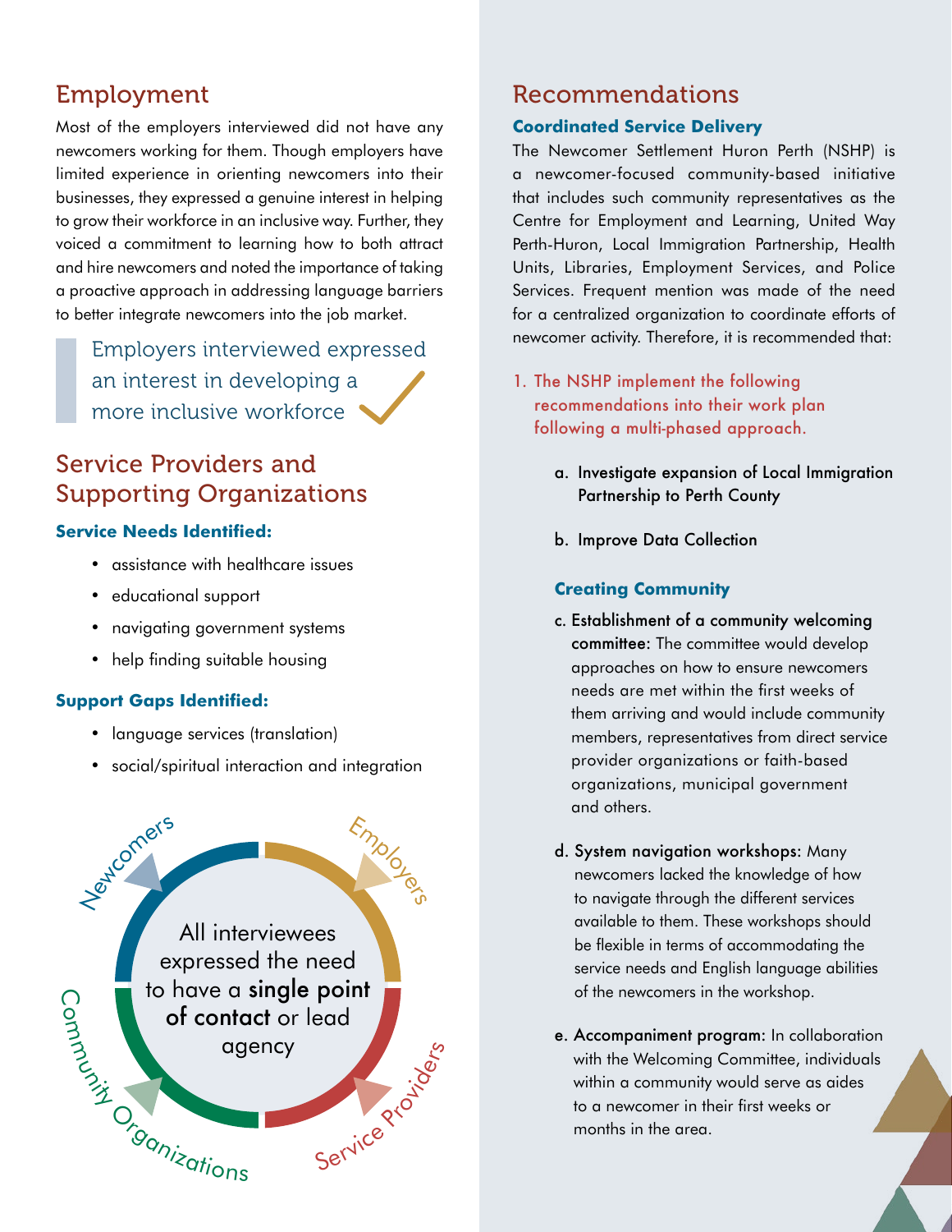## Employment

Most of the employers interviewed did not have any newcomers working for them. Though employers have limited experience in orienting newcomers into their businesses, they expressed a genuine interest in helping to grow their workforce in an inclusive way. Further, they voiced a commitment to learning how to both attract and hire newcomers and noted the importance of taking a proactive approach in addressing language barriers to better integrate newcomers into the job market.

> Employers interviewed expressed an interest in developing a more inclusive workforce

## Service Providers and Supporting Organizations

**Service Needs Identified:**

- assistance with healthcare issues
- educational support
- navigating government systems
- help finding suitable housing

**Support Gaps Identified:**

- language services (translation)
- social/spiritual interaction and integration

Newcomers · Employers · Service Providers · Community Organizations

All interviewees expressed the need to have a **single point of contact** or lead agency

## Recommendations

**Coordinated Service Delivery**

The Newcomer Settlement Huron Perth (NSHP) is a newcomer-focused community-based initiative that includes such community representatives as the Centre for Employment and Learning, United Way Perth-Huron, Local Immigration Partnership, Health Units, Libraries, Employment Services, and Police Services. Frequent mention was made of the need for a centralized organization to coordinate efforts of newcomer activity. Therefore, it is recommended that:

1. The NSHP implement the following recommendations into their work plan following a multi-phased approach.

   a. Investigate expansion of Local Immigration Partnership to Perth County

   b. Improve Data Collection

**Creating Community**

   c. **Establishment of a community welcoming committee:** The committee would develop approaches on how to ensure newcomers needs are met within the first weeks of them arriving and would include community members, representatives from direct service provider organizations or faith-based organizations, municipal government and others.

   d. **System navigation workshops:** Many newcomers lacked the knowledge of how to navigate through the different services available to them. These workshops should be flexible in terms of accommodating the service needs and English language abilities of the newcomers in the workshop.

   e. **Accompaniment program:** In collaboration with the Welcoming Committee, individuals within a community would serve as aides to a newcomer in their first weeks or months in the area.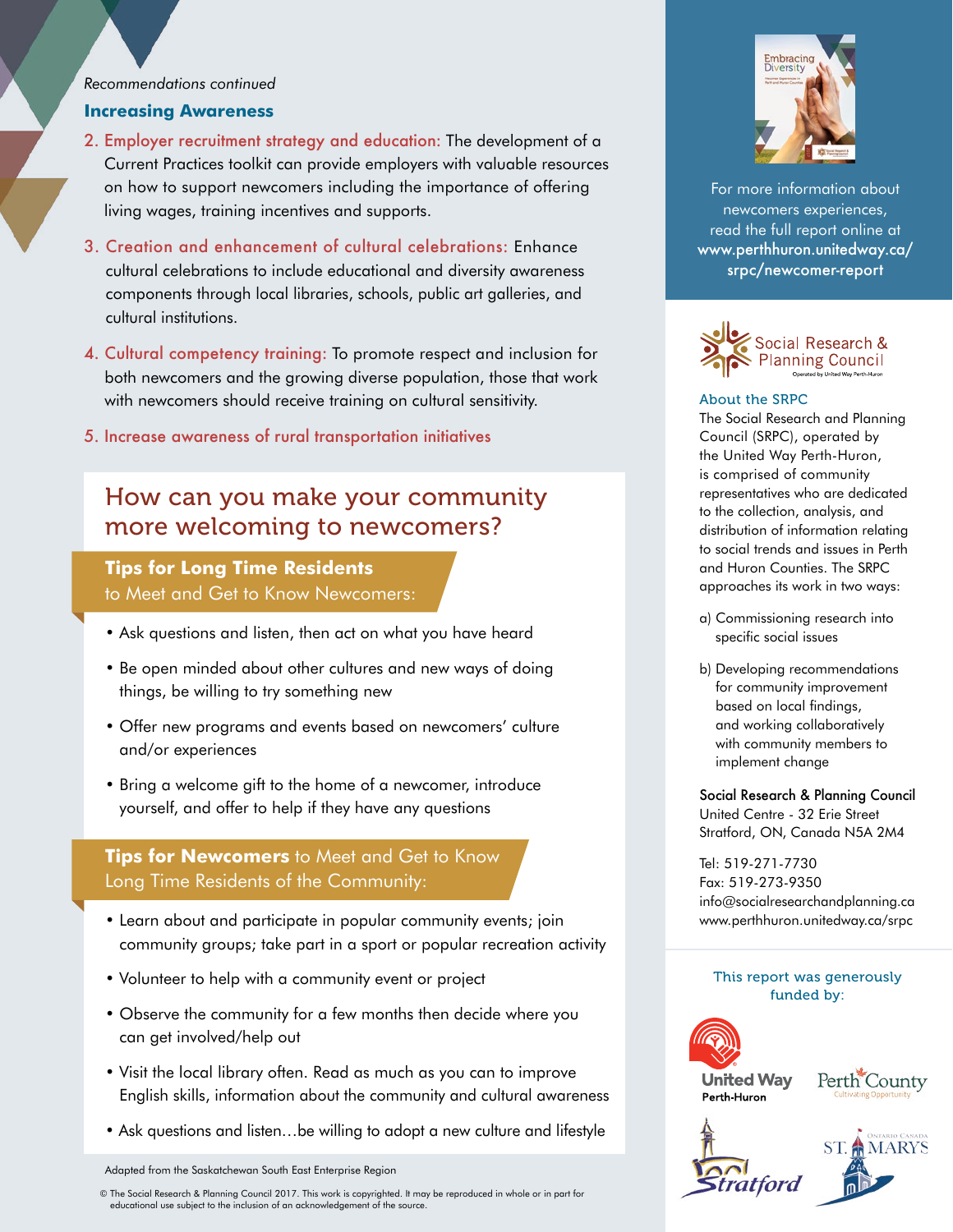*Recommendations continued*

### Increasing Awareness

2. **Employer recruitment strategy and education:** The development of a Current Practices toolkit can provide employers with valuable resources on how to support newcomers including the importance of offering living wages, training incentives and supports.

3. **Creation and enhancement of cultural celebrations:** Enhance cultural celebrations to include educational and diversity awareness components through local libraries, schools, public art galleries, and cultural institutions.

4. **Cultural competency training:** To promote respect and inclusion for both newcomers and the growing diverse population, those that work with newcomers should receive training on cultural sensitivity.

5. **Increase awareness of rural transportation initiatives**

## How can you make your community more welcoming to newcomers?

### **Tips for Long Time Residents** to Meet and Get to Know Newcomers:

- Ask questions and listen, then act on what you have heard
- Be open minded about other cultures and new ways of doing things, be willing to try something new
- Offer new programs and events based on newcomers' culture and/or experiences
- Bring a welcome gift to the home of a newcomer, introduce yourself, and offer to help if they have any questions

### **Tips for Newcomers** to Meet and Get to Know Long Time Residents of the Community:

- Learn about and participate in popular community events; join community groups; take part in a sport or popular recreation activity
- Volunteer to help with a community event or project
- Observe the community for a few months then decide where you can get involved/help out
- Visit the local library often. Read as much as you can to improve English skills, information about the community and cultural awareness
- Ask questions and listen…be willing to adopt a new culture and lifestyle

Adapted from the Saskatchewan South East Enterprise Region

© The Social Research & Planning Council 2017. This work is copyrighted. It may be reproduced in whole or in part for educational use subject to the inclusion of an acknowledgement of the source.

Embracing Diversity

For more information about newcomers experiences, read the full report online at **www.perthhuron.unitedway.ca/srpc/newcomer-report**

Social Research & Planning Council
Operated by United Way Perth-Huron

### About the SRPC

The Social Research and Planning Council (SRPC), operated by the United Way Perth-Huron, is comprised of community representatives who are dedicated to the collection, analysis, and distribution of information relating to social trends and issues in Perth and Huron Counties. The SRPC approaches its work in two ways:

a) Commissioning research into specific social issues

b) Developing recommendations for community improvement based on local findings, and working collaboratively with community members to implement change

**Social Research & Planning Council**
United Centre - 32 Erie Street
Stratford, ON, Canada N5A 2M4

Tel: 519-271-7730
Fax: 519-273-9350
info@socialresearchandplanning.ca
www.perthhuron.unitedway.ca/srpc

This report was generously funded by:

United Way Perth-Huron

Perth County – Cultivating Opportunity

Stratford

Ontario Canada St. Marys